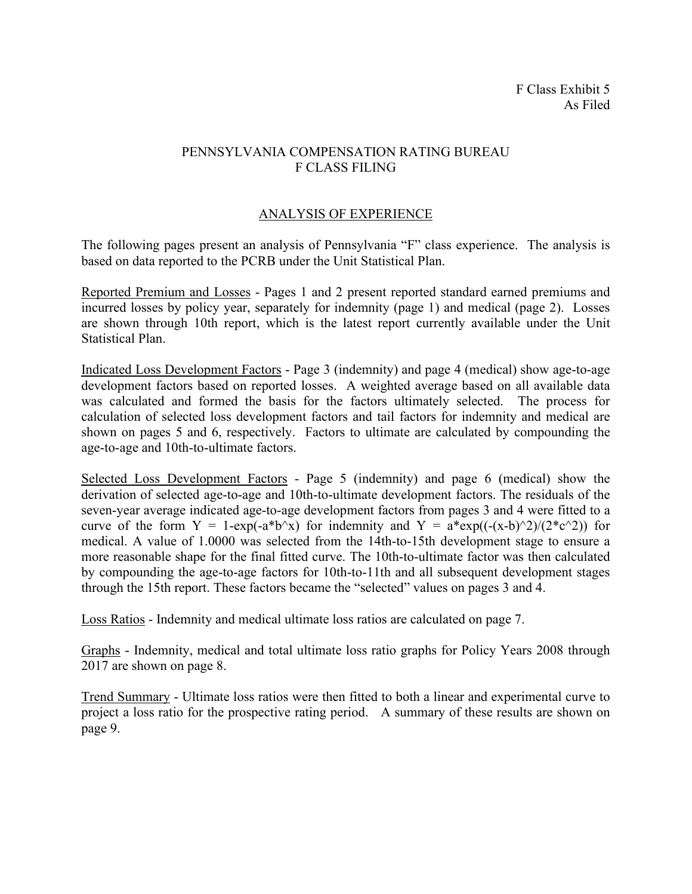F Class Exhibit 5
As Filed

# PENNSYLVANIA COMPENSATION RATING BUREAU
# F CLASS FILING

## ANALYSIS OF EXPERIENCE

The following pages present an analysis of Pennsylvania "F" class experience. The analysis is based on data reported to the PCRB under the Unit Statistical Plan.

Reported Premium and Losses - Pages 1 and 2 present reported standard earned premiums and incurred losses by policy year, separately for indemnity (page 1) and medical (page 2). Losses are shown through 10th report, which is the latest report currently available under the Unit Statistical Plan.

Indicated Loss Development Factors - Page 3 (indemnity) and page 4 (medical) show age-to-age development factors based on reported losses. A weighted average based on all available data was calculated and formed the basis for the factors ultimately selected. The process for calculation of selected loss development factors and tail factors for indemnity and medical are shown on pages 5 and 6, respectively. Factors to ultimate are calculated by compounding the age-to-age and 10th-to-ultimate factors.

Selected Loss Development Factors - Page 5 (indemnity) and page 6 (medical) show the derivation of selected age-to-age and 10th-to-ultimate development factors. The residuals of the seven-year average indicated age-to-age development factors from pages 3 and 4 were fitted to a curve of the form $Y = 1-\exp(-a*b^x)$ for indemnity and $Y = a*\exp((-(x-b)^2)/(2*c^2))$ for medical. A value of 1.0000 was selected from the 14th-to-15th development stage to ensure a more reasonable shape for the final fitted curve. The 10th-to-ultimate factor was then calculated by compounding the age-to-age factors for 10th-to-11th and all subsequent development stages through the 15th report. These factors became the "selected" values on pages 3 and 4.

Loss Ratios - Indemnity and medical ultimate loss ratios are calculated on page 7.

Graphs - Indemnity, medical and total ultimate loss ratio graphs for Policy Years 2008 through 2017 are shown on page 8.

Trend Summary - Ultimate loss ratios were then fitted to both a linear and experimental curve to project a loss ratio for the prospective rating period. A summary of these results are shown on page 9.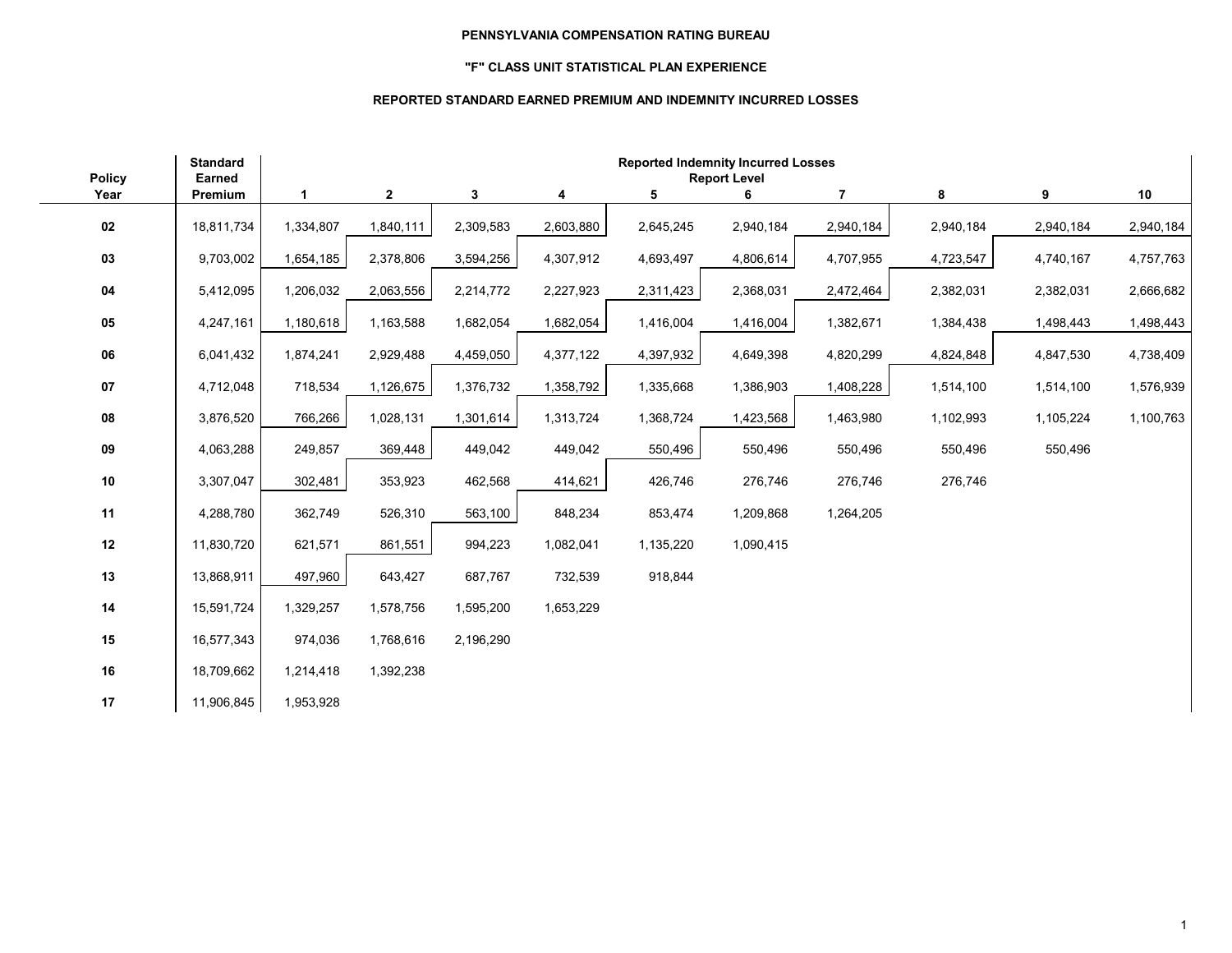**PENNSYLVANIA COMPENSATION RATING BUREAU**

**"F" CLASS UNIT STATISTICAL PLAN EXPERIENCE**

**REPORTED STANDARD EARNED PREMIUM AND INDEMNITY INCURRED LOSSES**

| Policy Year | Standard Earned Premium | Reported Indemnity Incurred Losses Report Level 1 | 2 | 3 | 4 | 5 | 6 | 7 | 8 | 9 | 10 |
|---|---|---|---|---|---|---|---|---|---|---|---|
| 02 | 18,811,734 | 1,334,807 | 1,840,111 | 2,309,583 | 2,603,880 | 2,645,245 | 2,940,184 | 2,940,184 | 2,940,184 | 2,940,184 | 2,940,184 |
| 03 | 9,703,002 | 1,654,185 | 2,378,806 | 3,594,256 | 4,307,912 | 4,693,497 | 4,806,614 | 4,707,955 | 4,723,547 | 4,740,167 | 4,757,763 |
| 04 | 5,412,095 | 1,206,032 | 2,063,556 | 2,214,772 | 2,227,923 | 2,311,423 | 2,368,031 | 2,472,464 | 2,382,031 | 2,382,031 | 2,666,682 |
| 05 | 4,247,161 | 1,180,618 | 1,163,588 | 1,682,054 | 1,682,054 | 1,416,004 | 1,416,004 | 1,382,671 | 1,384,438 | 1,498,443 | 1,498,443 |
| 06 | 6,041,432 | 1,874,241 | 2,929,488 | 4,459,050 | 4,377,122 | 4,397,932 | 4,649,398 | 4,820,299 | 4,824,848 | 4,847,530 | 4,738,409 |
| 07 | 4,712,048 | 718,534 | 1,126,675 | 1,376,732 | 1,358,792 | 1,335,668 | 1,386,903 | 1,408,228 | 1,514,100 | 1,514,100 | 1,576,939 |
| 08 | 3,876,520 | 766,266 | 1,028,131 | 1,301,614 | 1,313,724 | 1,368,724 | 1,423,568 | 1,463,980 | 1,102,993 | 1,105,224 | 1,100,763 |
| 09 | 4,063,288 | 249,857 | 369,448 | 449,042 | 449,042 | 550,496 | 550,496 | 550,496 | 550,496 | 550,496 | |
| 10 | 3,307,047 | 302,481 | 353,923 | 462,568 | 414,621 | 426,746 | 276,746 | 276,746 | 276,746 | | |
| 11 | 4,288,780 | 362,749 | 526,310 | 563,100 | 848,234 | 853,474 | 1,209,868 | 1,264,205 | | | |
| 12 | 11,830,720 | 621,571 | 861,551 | 994,223 | 1,082,041 | 1,135,220 | 1,090,415 | | | | |
| 13 | 13,868,911 | 497,960 | 643,427 | 687,767 | 732,539 | 918,844 | | | | | |
| 14 | 15,591,724 | 1,329,257 | 1,578,756 | 1,595,200 | 1,653,229 | | | | | | |
| 15 | 16,577,343 | 974,036 | 1,768,616 | 2,196,290 | | | | | | | |
| 16 | 18,709,662 | 1,214,418 | 1,392,238 | | | | | | | | |
| 17 | 11,906,845 | 1,953,928 | | | | | | | | | |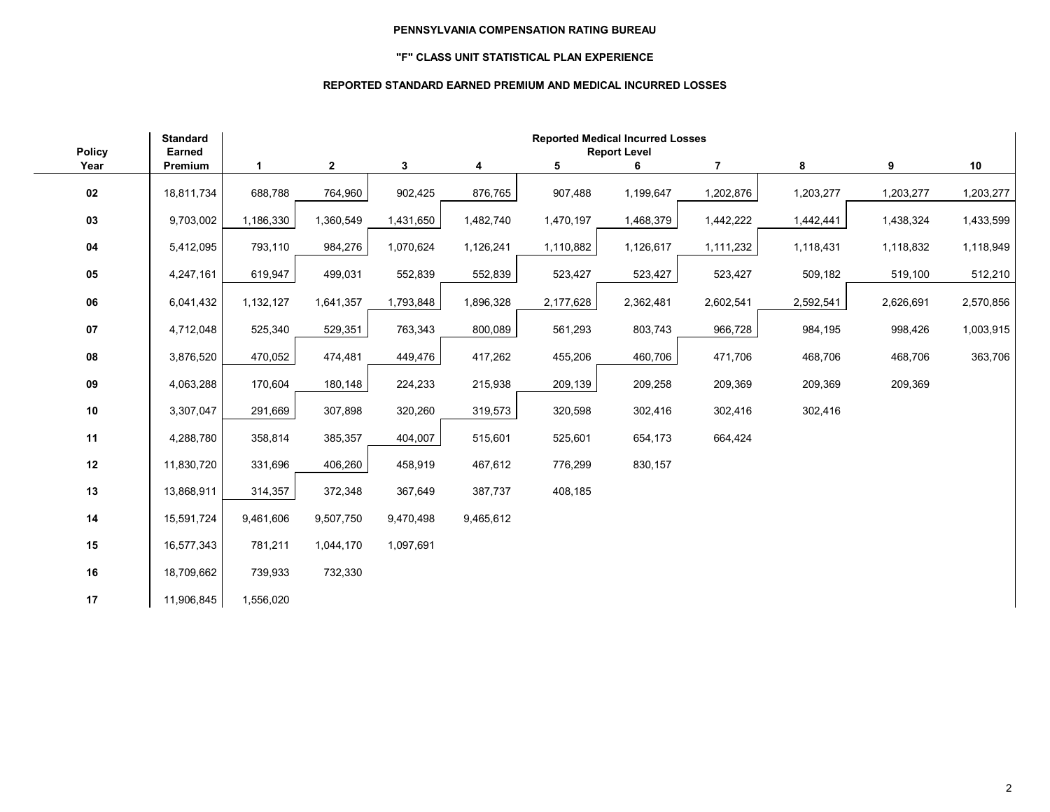**PENNSYLVANIA COMPENSATION RATING BUREAU**

**"F" CLASS UNIT STATISTICAL PLAN EXPERIENCE**

**REPORTED STANDARD EARNED PREMIUM AND MEDICAL INCURRED LOSSES**

| Policy Year | Standard Earned Premium | Reported Medical Incurred Losses Report Level | | | | | | | | | |
|---|---|---|---|---|---|---|---|---|---|---|---|
| | | 1 | 2 | 3 | 4 | 5 | 6 | 7 | 8 | 9 | 10 |
| 02 | 18,811,734 | 688,788 | 764,960 | 902,425 | 876,765 | 907,488 | 1,199,647 | 1,202,876 | 1,203,277 | 1,203,277 | 1,203,277 |
| 03 | 9,703,002 | 1,186,330 | 1,360,549 | 1,431,650 | 1,482,740 | 1,470,197 | 1,468,379 | 1,442,222 | 1,442,441 | 1,438,324 | 1,433,599 |
| 04 | 5,412,095 | 793,110 | 984,276 | 1,070,624 | 1,126,241 | 1,110,882 | 1,126,617 | 1,111,232 | 1,118,431 | 1,118,832 | 1,118,949 |
| 05 | 4,247,161 | 619,947 | 499,031 | 552,839 | 552,839 | 523,427 | 523,427 | 523,427 | 509,182 | 519,100 | 512,210 |
| 06 | 6,041,432 | 1,132,127 | 1,641,357 | 1,793,848 | 1,896,328 | 2,177,628 | 2,362,481 | 2,602,541 | 2,592,541 | 2,626,691 | 2,570,856 |
| 07 | 4,712,048 | 525,340 | 529,351 | 763,343 | 800,089 | 561,293 | 803,743 | 966,728 | 984,195 | 998,426 | 1,003,915 |
| 08 | 3,876,520 | 470,052 | 474,481 | 449,476 | 417,262 | 455,206 | 460,706 | 471,706 | 468,706 | 468,706 | 363,706 |
| 09 | 4,063,288 | 170,604 | 180,148 | 224,233 | 215,938 | 209,139 | 209,258 | 209,369 | 209,369 | 209,369 | |
| 10 | 3,307,047 | 291,669 | 307,898 | 320,260 | 319,573 | 320,598 | 302,416 | 302,416 | 302,416 | | |
| 11 | 4,288,780 | 358,814 | 385,357 | 404,007 | 515,601 | 525,601 | 654,173 | 664,424 | | | |
| 12 | 11,830,720 | 331,696 | 406,260 | 458,919 | 467,612 | 776,299 | 830,157 | | | | |
| 13 | 13,868,911 | 314,357 | 372,348 | 367,649 | 387,737 | 408,185 | | | | | |
| 14 | 15,591,724 | 9,461,606 | 9,507,750 | 9,470,498 | 9,465,612 | | | | | | |
| 15 | 16,577,343 | 781,211 | 1,044,170 | 1,097,691 | | | | | | | |
| 16 | 18,709,662 | 739,933 | 732,330 | | | | | | | | |
| 17 | 11,906,845 | 1,556,020 | | | | | | | | | |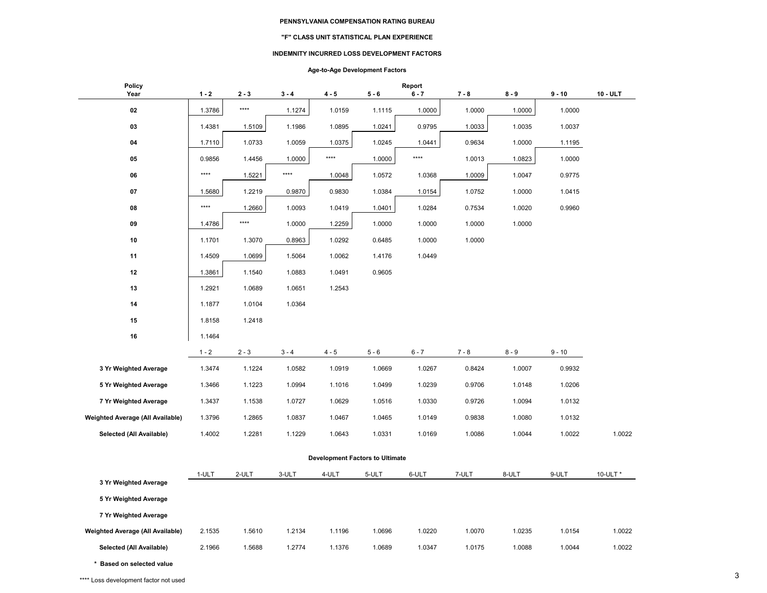**PENNSYLVANIA COMPENSATION RATING BUREAU**

**"F" CLASS UNIT STATISTICAL PLAN EXPERIENCE**

**INDEMNITY INCURRED LOSS DEVELOPMENT FACTORS**

**Age-to-Age Development Factors**

| Policy Year | 1 - 2 | 2 - 3 | 3 - 4 | 4 - 5 | 5 - 6 | 6 - 7 | 7 - 8 | 8 - 9 | 9 - 10 | 10 - ULT |
|---|---|---|---|---|---|---|---|---|---|---|
| 02 | 1.3786 | **** | 1.1274 | 1.0159 | 1.1115 | 1.0000 | 1.0000 | 1.0000 | 1.0000 | |
| 03 | 1.4381 | 1.5109 | 1.1986 | 1.0895 | 1.0241 | 0.9795 | 1.0033 | 1.0035 | 1.0037 | |
| 04 | 1.7110 | 1.0733 | 1.0059 | 1.0375 | 1.0245 | 1.0441 | 0.9634 | 1.0000 | 1.1195 | |
| 05 | 0.9856 | 1.4456 | 1.0000 | **** | 1.0000 | **** | 1.0013 | 1.0823 | 1.0000 | |
| 06 | **** | 1.5221 | **** | 1.0048 | 1.0572 | 1.0368 | 1.0009 | 1.0047 | 0.9775 | |
| 07 | 1.5680 | 1.2219 | 0.9870 | 0.9830 | 1.0384 | 1.0154 | 1.0752 | 1.0000 | 1.0415 | |
| 08 | **** | 1.2660 | 1.0093 | 1.0419 | 1.0401 | 1.0284 | 0.7534 | 1.0020 | 0.9960 | |
| 09 | 1.4786 | **** | 1.0000 | 1.2259 | 1.0000 | 1.0000 | 1.0000 | 1.0000 | | |
| 10 | 1.1701 | 1.3070 | 0.8963 | 1.0292 | 0.6485 | 1.0000 | 1.0000 | | | |
| 11 | 1.4509 | 1.0699 | 1.5064 | 1.0062 | 1.4176 | 1.0449 | | | | |
| 12 | 1.3861 | 1.1540 | 1.0883 | 1.0491 | 0.9605 | | | | | |
| 13 | 1.2921 | 1.0689 | 1.0651 | 1.2543 | | | | | | |
| 14 | 1.1877 | 1.0104 | 1.0364 | | | | | | | |
| 15 | 1.8158 | 1.2418 | | | | | | | | |
| 16 | 1.1464 | | | | | | | | | |
| | 1 - 2 | 2 - 3 | 3 - 4 | 4 - 5 | 5 - 6 | 6 - 7 | 7 - 8 | 8 - 9 | 9 - 10 | |
| **3 Yr Weighted Average** | 1.3474 | 1.1224 | 1.0582 | 1.0919 | 1.0669 | 1.0267 | 0.8424 | 1.0007 | 0.9932 | |
| **5 Yr Weighted Average** | 1.3466 | 1.1223 | 1.0994 | 1.1016 | 1.0499 | 1.0239 | 0.9706 | 1.0148 | 1.0206 | |
| **7 Yr Weighted Average** | 1.3437 | 1.1538 | 1.0727 | 1.0629 | 1.0516 | 1.0330 | 0.9726 | 1.0094 | 1.0132 | |
| **Weighted Average (All Available)** | 1.3796 | 1.2865 | 1.0837 | 1.0467 | 1.0465 | 1.0149 | 0.9838 | 1.0080 | 1.0132 | |
| **Selected (All Available)** | 1.4002 | 1.2281 | 1.1229 | 1.0643 | 1.0331 | 1.0169 | 1.0086 | 1.0044 | 1.0022 | 1.0022 |

**Development Factors to Ultimate**

| | 1-ULT | 2-ULT | 3-ULT | 4-ULT | 5-ULT | 6-ULT | 7-ULT | 8-ULT | 9-ULT | 10-ULT * |
|---|---|---|---|---|---|---|---|---|---|---|
| **3 Yr Weighted Average** | | | | | | | | | | |
| **5 Yr Weighted Average** | | | | | | | | | | |
| **7 Yr Weighted Average** | | | | | | | | | | |
| **Weighted Average (All Available)** | 2.1535 | 1.5610 | 1.2134 | 1.1196 | 1.0696 | 1.0220 | 1.0070 | 1.0235 | 1.0154 | 1.0022 |
| **Selected (All Available)** | 2.1966 | 1.5688 | 1.2774 | 1.1376 | 1.0689 | 1.0347 | 1.0175 | 1.0088 | 1.0044 | 1.0022 |

**\* Based on selected value**

**** Loss development factor not used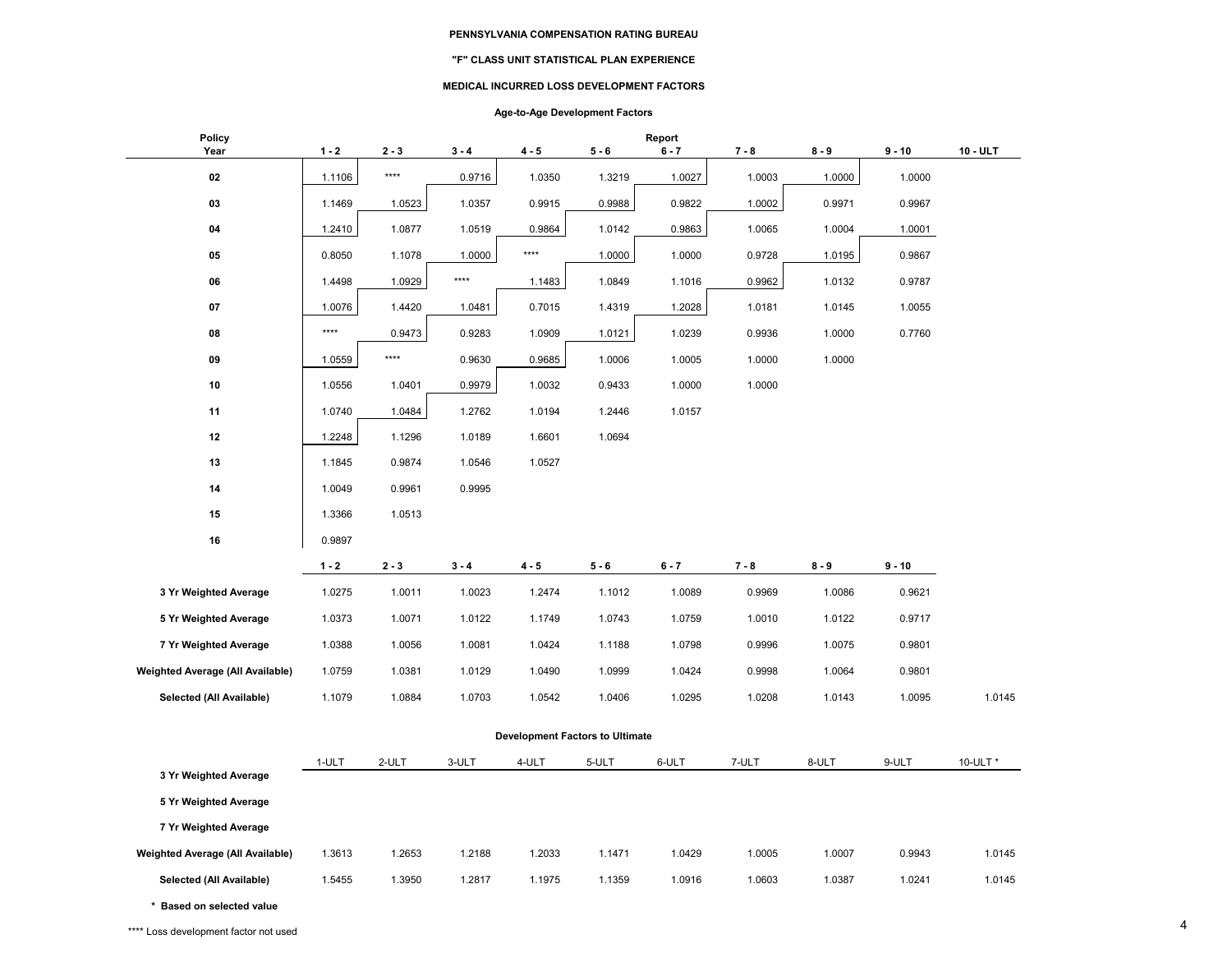**PENNSYLVANIA COMPENSATION RATING BUREAU**

**"F" CLASS UNIT STATISTICAL PLAN EXPERIENCE**

**MEDICAL INCURRED LOSS DEVELOPMENT FACTORS**

**Age-to-Age Development Factors**

| Policy Year | 1 - 2 | 2 - 3 | 3 - 4 | 4 - 5 | 5 - 6 | 6 - 7 | 7 - 8 | 8 - 9 | 9 - 10 | 10 - ULT |
|---|---|---|---|---|---|---|---|---|---|---|
| 02 | 1.1106 | **** | 0.9716 | 1.0350 | 1.3219 | 1.0027 | 1.0003 | 1.0000 | 1.0000 | |
| 03 | 1.1469 | 1.0523 | 1.0357 | 0.9915 | 0.9988 | 0.9822 | 1.0002 | 0.9971 | 0.9967 | |
| 04 | 1.2410 | 1.0877 | 1.0519 | 0.9864 | 1.0142 | 0.9863 | 1.0065 | 1.0004 | 1.0001 | |
| 05 | 0.8050 | 1.1078 | 1.0000 | **** | 1.0000 | 1.0000 | 0.9728 | 1.0195 | 0.9867 | |
| 06 | 1.4498 | 1.0929 | **** | 1.1483 | 1.0849 | 1.1016 | 0.9962 | 1.0132 | 0.9787 | |
| 07 | 1.0076 | 1.4420 | 1.0481 | 0.7015 | 1.4319 | 1.2028 | 1.0181 | 1.0145 | 1.0055 | |
| 08 | **** | 0.9473 | 0.9283 | 1.0909 | 1.0121 | 1.0239 | 0.9936 | 1.0000 | 0.7760 | |
| 09 | 1.0559 | **** | 0.9630 | 0.9685 | 1.0006 | 1.0005 | 1.0000 | 1.0000 | | |
| 10 | 1.0556 | 1.0401 | 0.9979 | 1.0032 | 0.9433 | 1.0000 | 1.0000 | | | |
| 11 | 1.0740 | 1.0484 | 1.2762 | 1.0194 | 1.2446 | 1.0157 | | | | |
| 12 | 1.2248 | 1.1296 | 1.0189 | 1.6601 | 1.0694 | | | | | |
| 13 | 1.1845 | 0.9874 | 1.0546 | 1.0527 | | | | | | |
| 14 | 1.0049 | 0.9961 | 0.9995 | | | | | | | |
| 15 | 1.3366 | 1.0513 | | | | | | | | |
| 16 | 0.9897 | | | | | | | | | |
| | **1 - 2** | **2 - 3** | **3 - 4** | **4 - 5** | **5 - 6** | **6 - 7** | **7 - 8** | **8 - 9** | **9 - 10** | |
| **3 Yr Weighted Average** | 1.0275 | 1.0011 | 1.0023 | 1.2474 | 1.1012 | 1.0089 | 0.9969 | 1.0086 | 0.9621 | |
| **5 Yr Weighted Average** | 1.0373 | 1.0071 | 1.0122 | 1.1749 | 1.0743 | 1.0759 | 1.0010 | 1.0122 | 0.9717 | |
| **7 Yr Weighted Average** | 1.0388 | 1.0056 | 1.0081 | 1.0424 | 1.1188 | 1.0798 | 0.9996 | 1.0075 | 0.9801 | |
| **Weighted Average (All Available)** | 1.0759 | 1.0381 | 1.0129 | 1.0490 | 1.0999 | 1.0424 | 0.9998 | 1.0064 | 0.9801 | |
| **Selected (All Available)** | 1.1079 | 1.0884 | 1.0703 | 1.0542 | 1.0406 | 1.0295 | 1.0208 | 1.0143 | 1.0095 | 1.0145 |

**Development Factors to Ultimate**

| | 1-ULT | 2-ULT | 3-ULT | 4-ULT | 5-ULT | 6-ULT | 7-ULT | 8-ULT | 9-ULT | 10-ULT * |
|---|---|---|---|---|---|---|---|---|---|---|
| **3 Yr Weighted Average** | | | | | | | | | | |
| **5 Yr Weighted Average** | | | | | | | | | | |
| **7 Yr Weighted Average** | | | | | | | | | | |
| **Weighted Average (All Available)** | 1.3613 | 1.2653 | 1.2188 | 1.2033 | 1.1471 | 1.0429 | 1.0005 | 1.0007 | 0.9943 | 1.0145 |
| **Selected (All Available)** | 1.5455 | 1.3950 | 1.2817 | 1.1975 | 1.1359 | 1.0916 | 1.0603 | 1.0387 | 1.0241 | 1.0145 |

**\* Based on selected value**

**** Loss development factor not used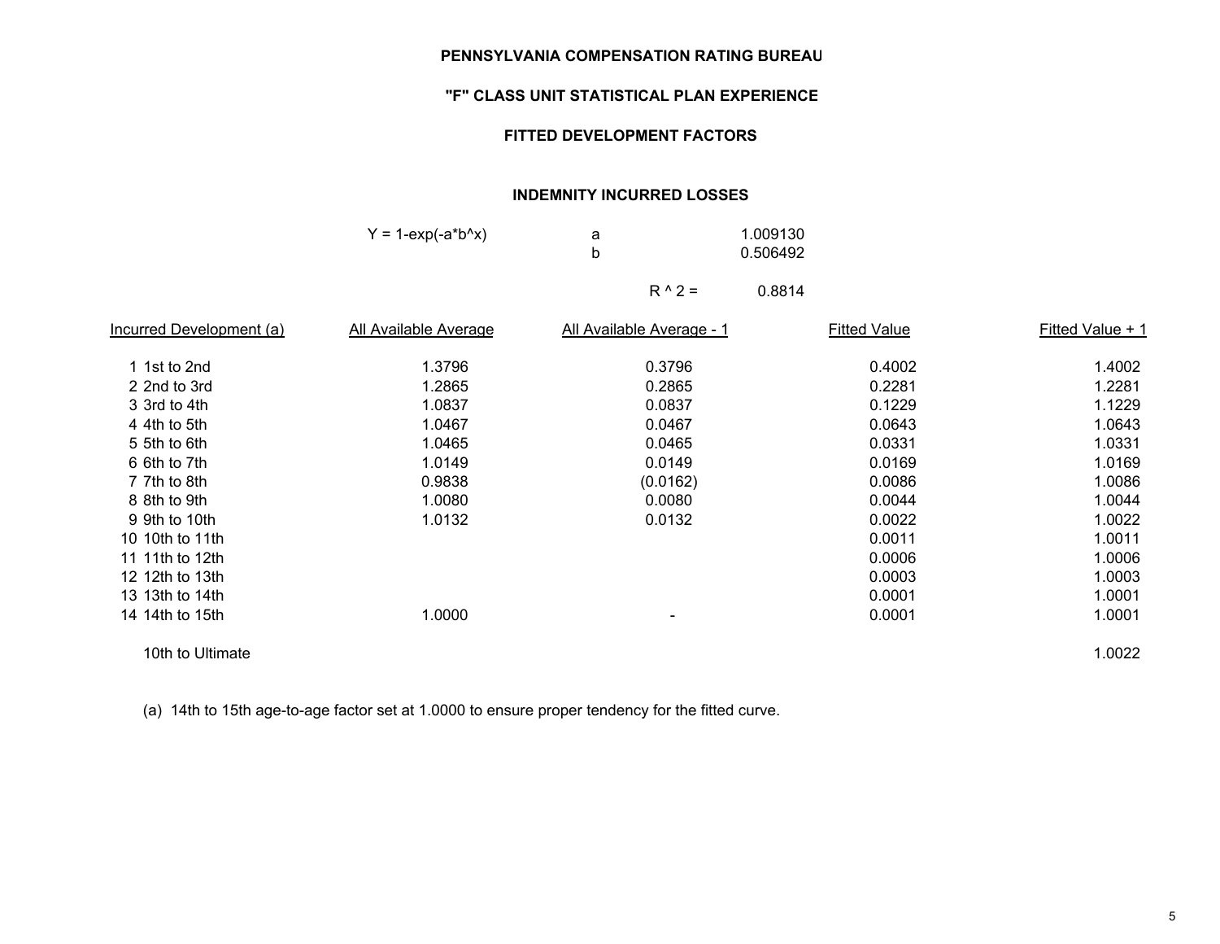**PENNSYLVANIA COMPENSATION RATING BUREAU**

**"F" CLASS UNIT STATISTICAL PLAN EXPERIENCE**

**FITTED DEVELOPMENT FACTORS**

**INDEMNITY INCURRED LOSSES**

$Y = 1-\exp(-a*b^x)$ a 1.009130
b 0.506492

$R^2$ = 0.8814

| Incurred Development (a) | All Available Average | All Available Average - 1 | Fitted Value | Fitted Value + 1 |
|---|---|---|---|---|
| 1 1st to 2nd | 1.3796 | 0.3796 | 0.4002 | 1.4002 |
| 2 2nd to 3rd | 1.2865 | 0.2865 | 0.2281 | 1.2281 |
| 3 3rd to 4th | 1.0837 | 0.0837 | 0.1229 | 1.1229 |
| 4 4th to 5th | 1.0467 | 0.0467 | 0.0643 | 1.0643 |
| 5 5th to 6th | 1.0465 | 0.0465 | 0.0331 | 1.0331 |
| 6 6th to 7th | 1.0149 | 0.0149 | 0.0169 | 1.0169 |
| 7 7th to 8th | 0.9838 | (0.0162) | 0.0086 | 1.0086 |
| 8 8th to 9th | 1.0080 | 0.0080 | 0.0044 | 1.0044 |
| 9 9th to 10th | 1.0132 | 0.0132 | 0.0022 | 1.0022 |
| 10 10th to 11th | | | 0.0011 | 1.0011 |
| 11 11th to 12th | | | 0.0006 | 1.0006 |
| 12 12th to 13th | | | 0.0003 | 1.0003 |
| 13 13th to 14th | | | 0.0001 | 1.0001 |
| 14 14th to 15th | 1.0000 | - | 0.0001 | 1.0001 |
| 10th to Ultimate | | | | 1.0022 |

(a) 14th to 15th age-to-age factor set at 1.0000 to ensure proper tendency for the fitted curve.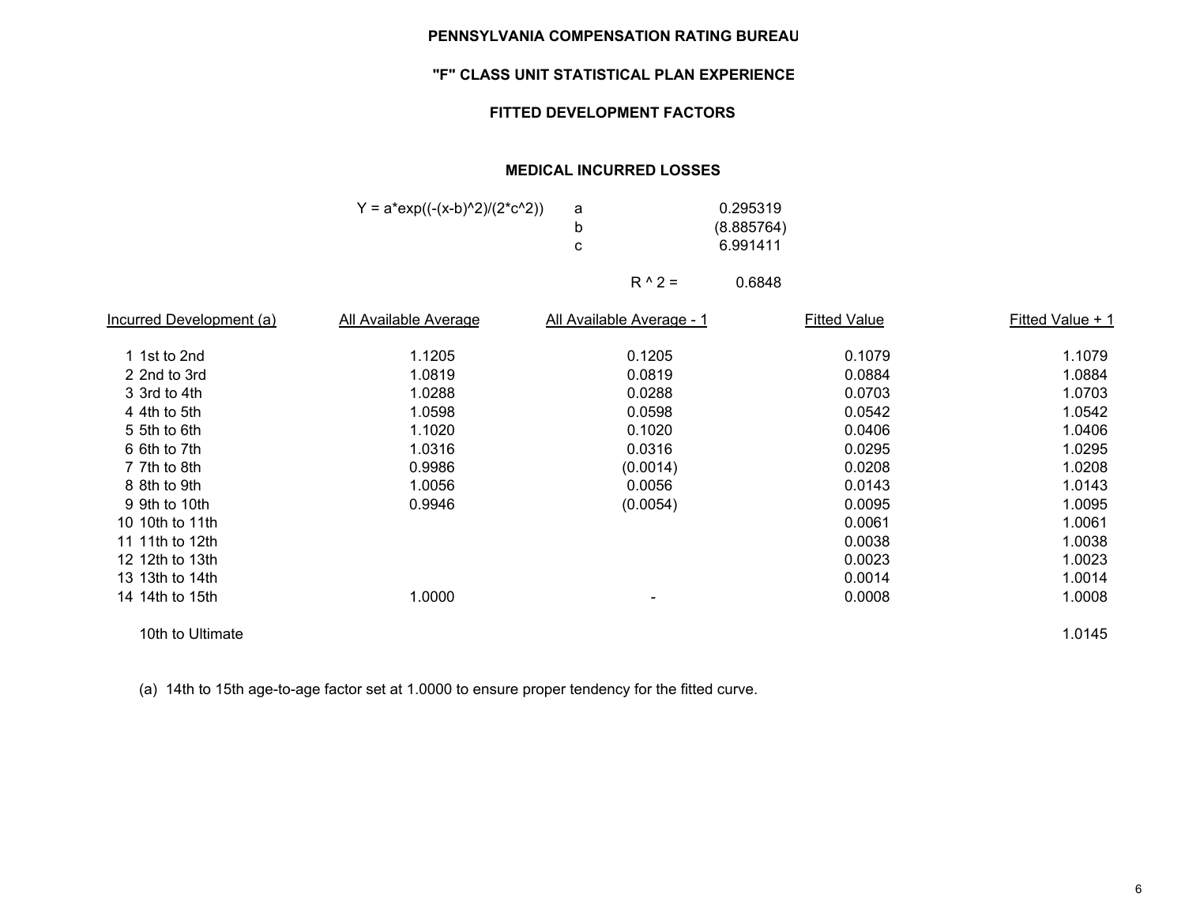**PENNSYLVANIA COMPENSATION RATING BUREAU**

**"F" CLASS UNIT STATISTICAL PLAN EXPERIENCE**

**FITTED DEVELOPMENT FACTORS**

**MEDICAL INCURRED LOSSES**

$Y = a*\exp((-(x-b)^2)/(2*c^2))$

| | |
|---|---|
| a | 0.295319 |
| b | (8.885764) |
| c | 6.991411 |
| $R^2$ = | 0.6848 |

| Incurred Development (a) | All Available Average | All Available Average - 1 | Fitted Value | Fitted Value + 1 |
|---|---|---|---|---|
| 1 1st to 2nd | 1.1205 | 0.1205 | 0.1079 | 1.1079 |
| 2 2nd to 3rd | 1.0819 | 0.0819 | 0.0884 | 1.0884 |
| 3 3rd to 4th | 1.0288 | 0.0288 | 0.0703 | 1.0703 |
| 4 4th to 5th | 1.0598 | 0.0598 | 0.0542 | 1.0542 |
| 5 5th to 6th | 1.1020 | 0.1020 | 0.0406 | 1.0406 |
| 6 6th to 7th | 1.0316 | 0.0316 | 0.0295 | 1.0295 |
| 7 7th to 8th | 0.9986 | (0.0014) | 0.0208 | 1.0208 |
| 8 8th to 9th | 1.0056 | 0.0056 | 0.0143 | 1.0143 |
| 9 9th to 10th | 0.9946 | (0.0054) | 0.0095 | 1.0095 |
| 10 10th to 11th | | | 0.0061 | 1.0061 |
| 11 11th to 12th | | | 0.0038 | 1.0038 |
| 12 12th to 13th | | | 0.0023 | 1.0023 |
| 13 13th to 14th | | | 0.0014 | 1.0014 |
| 14 14th to 15th | 1.0000 | - | 0.0008 | 1.0008 |
| 10th to Ultimate | | | | 1.0145 |

(a) 14th to 15th age-to-age factor set at 1.0000 to ensure proper tendency for the fitted curve.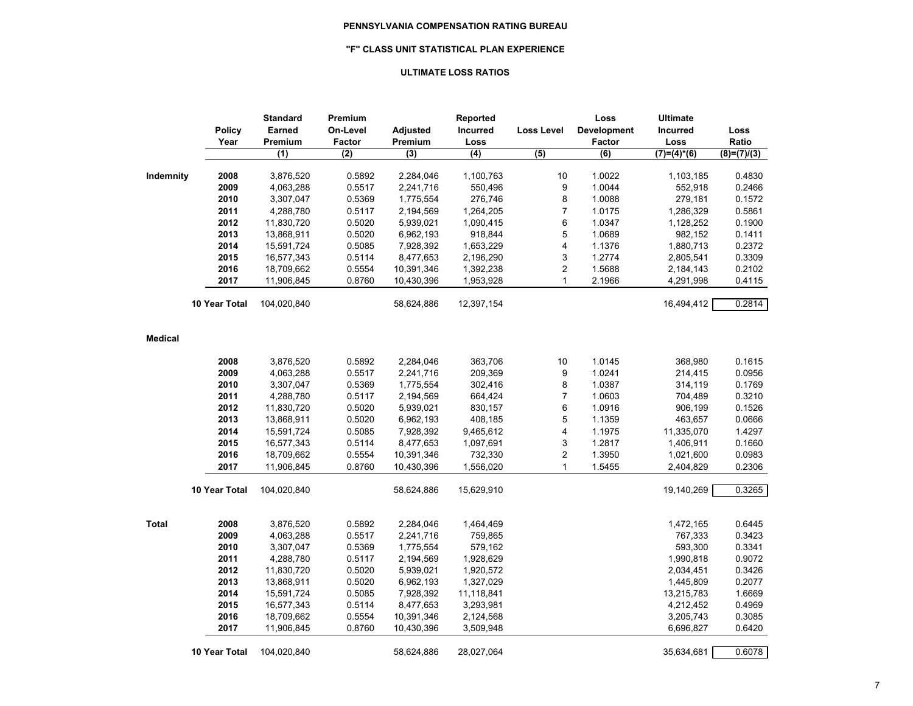**PENNSYLVANIA COMPENSATION RATING BUREAU**

**"F" CLASS UNIT STATISTICAL PLAN EXPERIENCE**

**ULTIMATE LOSS RATIOS**

| | Policy Year | Standard Earned Premium | Premium On-Level Factor | Adjusted Premium | Reported Incurred Loss | Loss Level | Loss Development Factor | Ultimate Incurred Loss | Loss Ratio |
|---|---|---|---|---|---|---|---|---|---|
| | | (1) | (2) | (3) | (4) | (5) | (6) | (7)=(4)*(6) | (8)=(7)/(3) |
| **Indemnity** | **2008** | 3,876,520 | 0.5892 | 2,284,046 | 1,100,763 | 10 | 1.0022 | 1,103,185 | 0.4830 |
| | **2009** | 4,063,288 | 0.5517 | 2,241,716 | 550,496 | 9 | 1.0044 | 552,918 | 0.2466 |
| | **2010** | 3,307,047 | 0.5369 | 1,775,554 | 276,746 | 8 | 1.0088 | 279,181 | 0.1572 |
| | **2011** | 4,288,780 | 0.5117 | 2,194,569 | 1,264,205 | 7 | 1.0175 | 1,286,329 | 0.5861 |
| | **2012** | 11,830,720 | 0.5020 | 5,939,021 | 1,090,415 | 6 | 1.0347 | 1,128,252 | 0.1900 |
| | **2013** | 13,868,911 | 0.5020 | 6,962,193 | 918,844 | 5 | 1.0689 | 982,152 | 0.1411 |
| | **2014** | 15,591,724 | 0.5085 | 7,928,392 | 1,653,229 | 4 | 1.1376 | 1,880,713 | 0.2372 |
| | **2015** | 16,577,343 | 0.5114 | 8,477,653 | 2,196,290 | 3 | 1.2774 | 2,805,541 | 0.3309 |
| | **2016** | 18,709,662 | 0.5554 | 10,391,346 | 1,392,238 | 2 | 1.5688 | 2,184,143 | 0.2102 |
| | **2017** | 11,906,845 | 0.8760 | 10,430,396 | 1,953,928 | 1 | 2.1966 | 4,291,998 | 0.4115 |
| | **10 Year Total** | 104,020,840 | | 58,624,886 | 12,397,154 | | | 16,494,412 | 0.2814 |
| **Medical** | | | | | | | | | |
| | **2008** | 3,876,520 | 0.5892 | 2,284,046 | 363,706 | 10 | 1.0145 | 368,980 | 0.1615 |
| | **2009** | 4,063,288 | 0.5517 | 2,241,716 | 209,369 | 9 | 1.0241 | 214,415 | 0.0956 |
| | **2010** | 3,307,047 | 0.5369 | 1,775,554 | 302,416 | 8 | 1.0387 | 314,119 | 0.1769 |
| | **2011** | 4,288,780 | 0.5117 | 2,194,569 | 664,424 | 7 | 1.0603 | 704,489 | 0.3210 |
| | **2012** | 11,830,720 | 0.5020 | 5,939,021 | 830,157 | 6 | 1.0916 | 906,199 | 0.1526 |
| | **2013** | 13,868,911 | 0.5020 | 6,962,193 | 408,185 | 5 | 1.1359 | 463,657 | 0.0666 |
| | **2014** | 15,591,724 | 0.5085 | 7,928,392 | 9,465,612 | 4 | 1.1975 | 11,335,070 | 1.4297 |
| | **2015** | 16,577,343 | 0.5114 | 8,477,653 | 1,097,691 | 3 | 1.2817 | 1,406,911 | 0.1660 |
| | **2016** | 18,709,662 | 0.5554 | 10,391,346 | 732,330 | 2 | 1.3950 | 1,021,600 | 0.0983 |
| | **2017** | 11,906,845 | 0.8760 | 10,430,396 | 1,556,020 | 1 | 1.5455 | 2,404,829 | 0.2306 |
| | **10 Year Total** | 104,020,840 | | 58,624,886 | 15,629,910 | | | 19,140,269 | 0.3265 |
| **Total** | **2008** | 3,876,520 | 0.5892 | 2,284,046 | 1,464,469 | | | 1,472,165 | 0.6445 |
| | **2009** | 4,063,288 | 0.5517 | 2,241,716 | 759,865 | | | 767,333 | 0.3423 |
| | **2010** | 3,307,047 | 0.5369 | 1,775,554 | 579,162 | | | 593,300 | 0.3341 |
| | **2011** | 4,288,780 | 0.5117 | 2,194,569 | 1,928,629 | | | 1,990,818 | 0.9072 |
| | **2012** | 11,830,720 | 0.5020 | 5,939,021 | 1,920,572 | | | 2,034,451 | 0.3426 |
| | **2013** | 13,868,911 | 0.5020 | 6,962,193 | 1,327,029 | | | 1,445,809 | 0.2077 |
| | **2014** | 15,591,724 | 0.5085 | 7,928,392 | 11,118,841 | | | 13,215,783 | 1.6669 |
| | **2015** | 16,577,343 | 0.5114 | 8,477,653 | 3,293,981 | | | 4,212,452 | 0.4969 |
| | **2016** | 18,709,662 | 0.5554 | 10,391,346 | 2,124,568 | | | 3,205,743 | 0.3085 |
| | **2017** | 11,906,845 | 0.8760 | 10,430,396 | 3,509,948 | | | 6,696,827 | 0.6420 |
| | **10 Year Total** | 104,020,840 | | 58,624,886 | 28,027,064 | | | 35,634,681 | 0.6078 |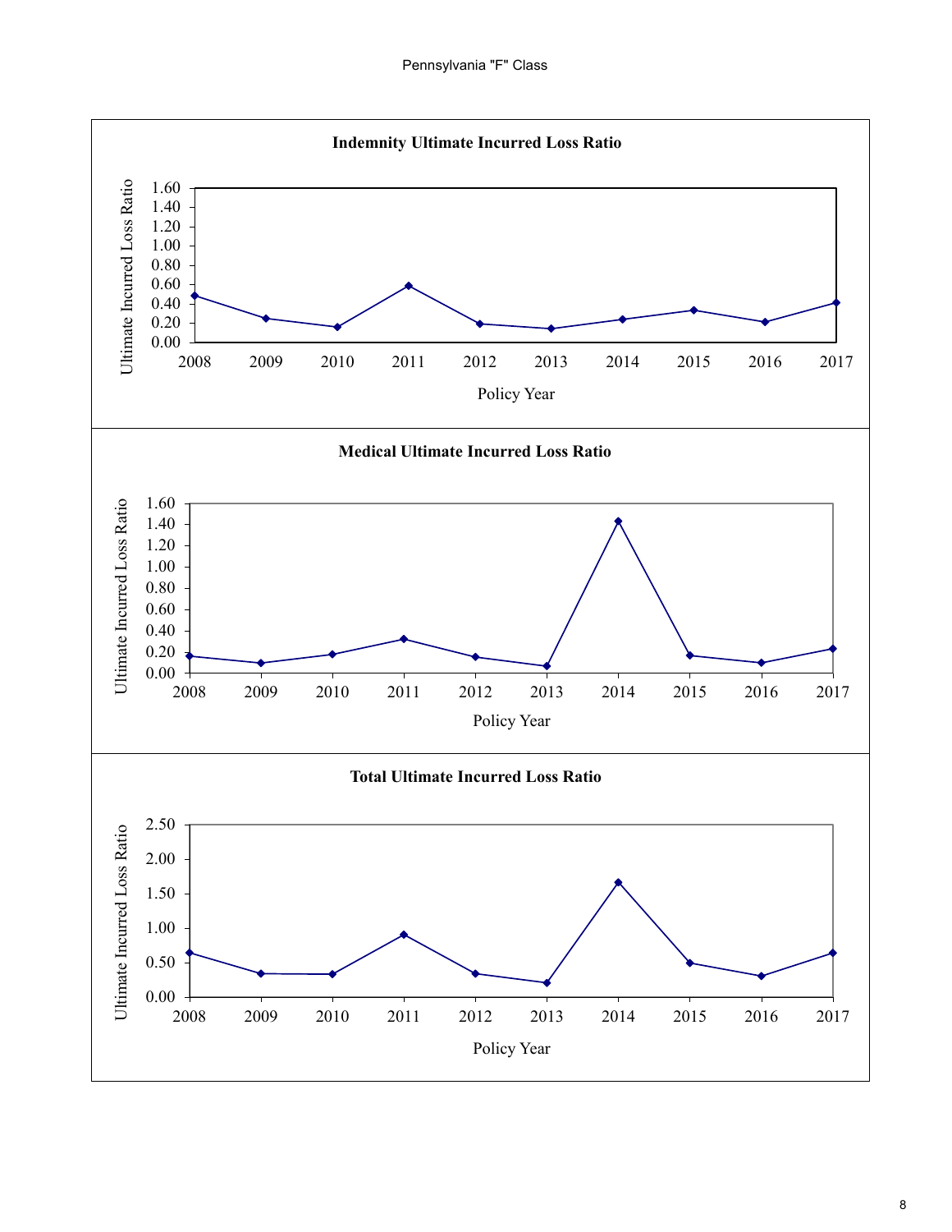Pennsylvania "F" Class

**Indemnity Ultimate Incurred Loss Ratio**

Ultimate Incurred Loss Ratio

1.60
1.40
1.20
1.00
0.80
0.60
0.40
0.20
0.00

2008 2009 2010 2011 2012 2013 2014 2015 2016 2017

Policy Year

**Medical Ultimate Incurred Loss Ratio**

Ultimate Incurred Loss Ratio

1.60
1.40
1.20
1.00
0.80
0.60
0.40
0.20
0.00

2008 2009 2010 2011 2012 2013 2014 2015 2016 2017

Policy Year

**Total Ultimate Incurred Loss Ratio**

Ultimate Incurred Loss Ratio

2.50
2.00
1.50
1.00
0.50
0.00

2008 2009 2010 2011 2012 2013 2014 2015 2016 2017

Policy Year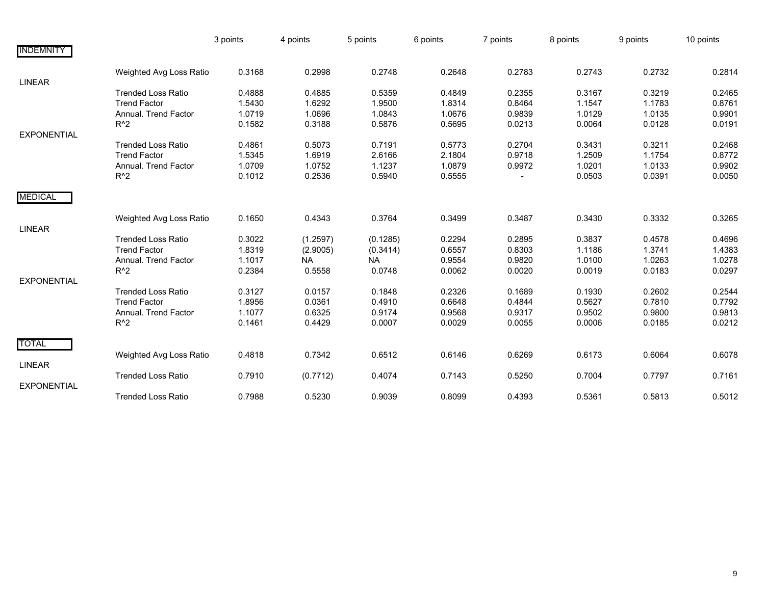| | | 3 points | 4 points | 5 points | 6 points | 7 points | 8 points | 9 points | 10 points |
|---|---|---|---|---|---|---|---|---|---|
| INDEMNITY | | | | | | | | | |
| | Weighted Avg Loss Ratio | 0.3168 | 0.2998 | 0.2748 | 0.2648 | 0.2783 | 0.2743 | 0.2732 | 0.2814 |
| LINEAR | | | | | | | | | |
| | Trended Loss Ratio | 0.4888 | 0.4885 | 0.5359 | 0.4849 | 0.2355 | 0.3167 | 0.3219 | 0.2465 |
| | Trend Factor | 1.5430 | 1.6292 | 1.9500 | 1.8314 | 0.8464 | 1.1547 | 1.1783 | 0.8761 |
| | Annual. Trend Factor | 1.0719 | 1.0696 | 1.0843 | 1.0676 | 0.9839 | 1.0129 | 1.0135 | 0.9901 |
| | $R^2$ | 0.1582 | 0.3188 | 0.5876 | 0.5695 | 0.0213 | 0.0064 | 0.0128 | 0.0191 |
| EXPONENTIAL | | | | | | | | | |
| | Trended Loss Ratio | 0.4861 | 0.5073 | 0.7191 | 0.5773 | 0.2704 | 0.3431 | 0.3211 | 0.2468 |
| | Trend Factor | 1.5345 | 1.6919 | 2.6166 | 2.1804 | 0.9718 | 1.2509 | 1.1754 | 0.8772 |
| | Annual. Trend Factor | 1.0709 | 1.0752 | 1.1237 | 1.0879 | 0.9972 | 1.0201 | 1.0133 | 0.9902 |
| | $R^2$ | 0.1012 | 0.2536 | 0.5940 | 0.5555 | - | 0.0503 | 0.0391 | 0.0050 |
| MEDICAL | | | | | | | | | |
| | Weighted Avg Loss Ratio | 0.1650 | 0.4343 | 0.3764 | 0.3499 | 0.3487 | 0.3430 | 0.3332 | 0.3265 |
| LINEAR | | | | | | | | | |
| | Trended Loss Ratio | 0.3022 | (1.2597) | (0.1285) | 0.2294 | 0.2895 | 0.3837 | 0.4578 | 0.4696 |
| | Trend Factor | 1.8319 | (2.9005) | (0.3414) | 0.6557 | 0.8303 | 1.1186 | 1.3741 | 1.4383 |
| | Annual. Trend Factor | 1.1017 | NA | NA | 0.9554 | 0.9820 | 1.0100 | 1.0263 | 1.0278 |
| | $R^2$ | 0.2384 | 0.5558 | 0.0748 | 0.0062 | 0.0020 | 0.0019 | 0.0183 | 0.0297 |
| EXPONENTIAL | | | | | | | | | |
| | Trended Loss Ratio | 0.3127 | 0.0157 | 0.1848 | 0.2326 | 0.1689 | 0.1930 | 0.2602 | 0.2544 |
| | Trend Factor | 1.8956 | 0.0361 | 0.4910 | 0.6648 | 0.4844 | 0.5627 | 0.7810 | 0.7792 |
| | Annual. Trend Factor | 1.1077 | 0.6325 | 0.9174 | 0.9568 | 0.9317 | 0.9502 | 0.9800 | 0.9813 |
| | $R^2$ | 0.1461 | 0.4429 | 0.0007 | 0.0029 | 0.0055 | 0.0006 | 0.0185 | 0.0212 |
| TOTAL | | | | | | | | | |
| | Weighted Avg Loss Ratio | 0.4818 | 0.7342 | 0.6512 | 0.6146 | 0.6269 | 0.6173 | 0.6064 | 0.6078 |
| LINEAR | | | | | | | | | |
| | Trended Loss Ratio | 0.7910 | (0.7712) | 0.4074 | 0.7143 | 0.5250 | 0.7004 | 0.7797 | 0.7161 |
| EXPONENTIAL | | | | | | | | | |
| | Trended Loss Ratio | 0.7988 | 0.5230 | 0.9039 | 0.8099 | 0.4393 | 0.5361 | 0.5813 | 0.5012 |